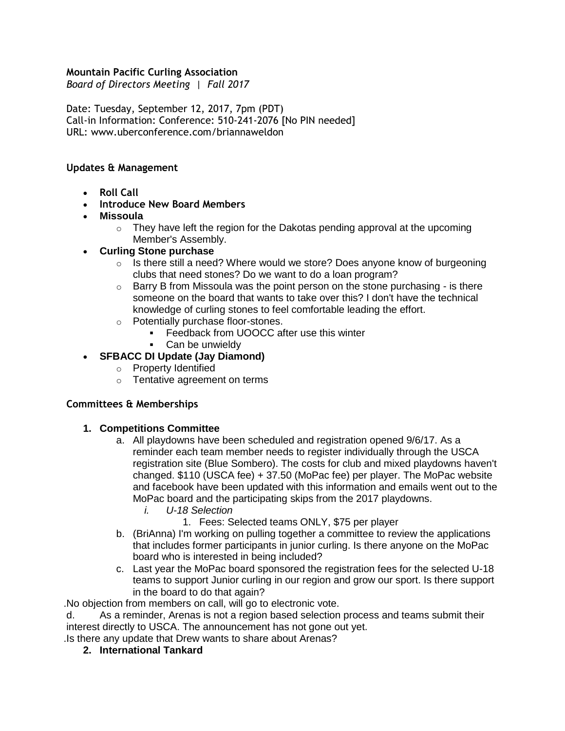**Mountain Pacific Curling Association**
*Board of Directors Meeting | Fall 2017*

Date: Tuesday, September 12, 2017, 7pm (PDT)
Call-in Information: Conference: 510-241-2076 [No PIN needed]
URL: www.uberconference.com/briannaweldon

### Updates & Management

- **Roll Call**
- **Introduce New Board Members**
- **Missoula**
    - They have left the region for the Dakotas pending approval at the upcoming Member's Assembly.
- **Curling Stone purchase**
    - Is there still a need? Where would we store? Does anyone know of burgeoning clubs that need stones? Do we want to do a loan program?
    - Barry B from Missoula was the point person on the stone purchasing - is there someone on the board that wants to take over this? I don't have the technical knowledge of curling stones to feel comfortable leading the effort.
    - Potentially purchase floor-stones.
        - Feedback from UOOCC after use this winter
        - Can be unwieldy
- **SFBACC DI Update (Jay Diamond)**
    - Property Identified
    - Tentative agreement on terms

### Committees & Memberships

1. **Competitions Committee**
    a. All playdowns have been scheduled and registration opened 9/6/17. As a reminder each team member needs to register individually through the USCA registration site (Blue Sombero). The costs for club and mixed playdowns haven't changed. $110 (USCA fee) + 37.50 (MoPac fee) per player. The MoPac website and facebook have been updated with this information and emails went out to the MoPac board and the participating skips from the 2017 playdowns.
        i. *U-18 Selection*
            1. Fees: Selected teams ONLY, $75 per player
    b. (BriAnna) I'm working on pulling together a committee to review the applications that includes former participants in junior curling. Is there anyone on the MoPac board who is interested in being included?
    c. Last year the MoPac board sponsored the registration fees for the selected U-18 teams to support Junior curling in our region and grow our sport. Is there support in the board to do that again?

.No objection from members on call, will go to electronic vote.

d. As a reminder, Arenas is not a region based selection process and teams submit their interest directly to USCA. The announcement has not gone out yet.

.Is there any update that Drew wants to share about Arenas?

2. **International Tankard**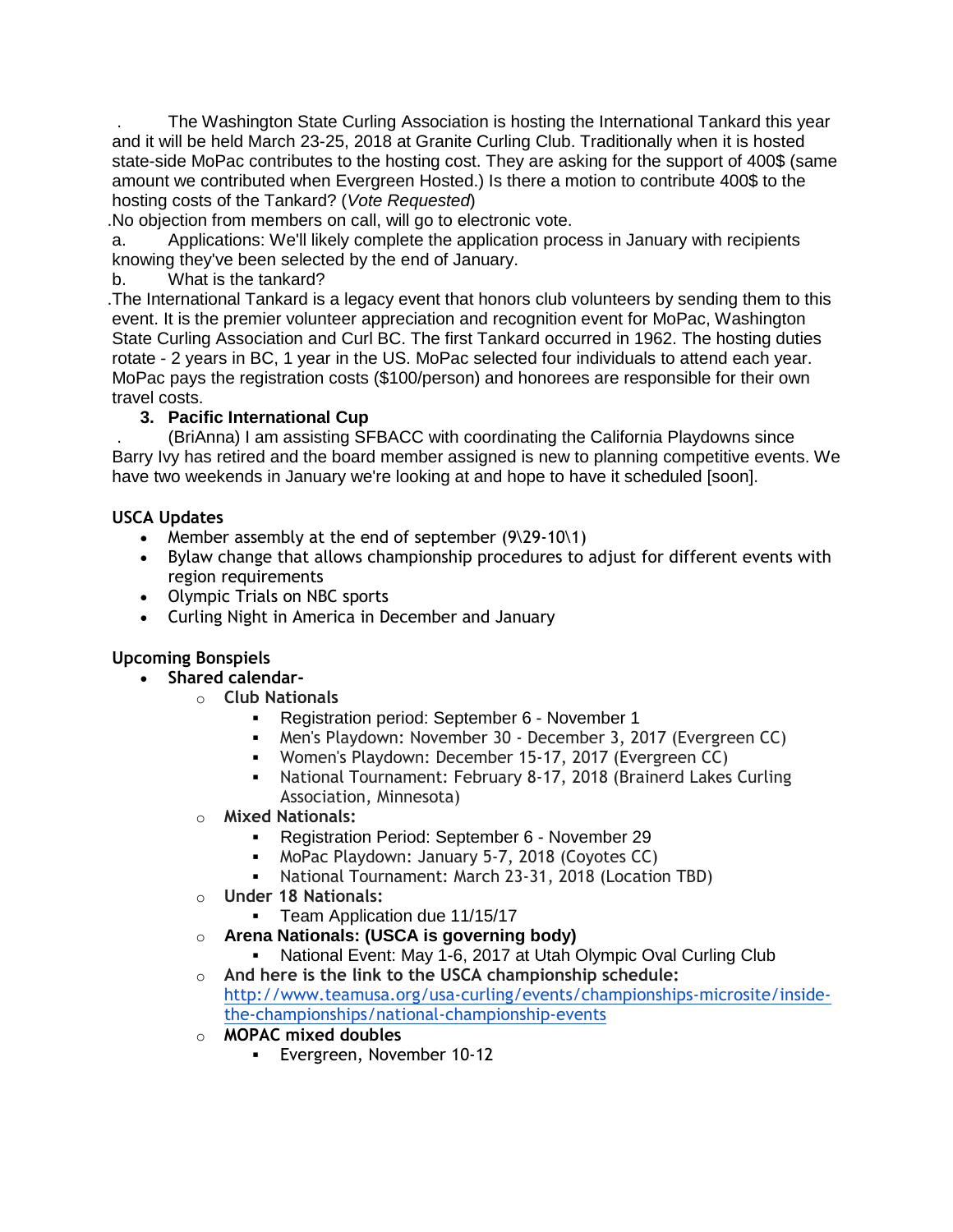. The Washington State Curling Association is hosting the International Tankard this year and it will be held March 23-25, 2018 at Granite Curling Club. Traditionally when it is hosted state-side MoPac contributes to the hosting cost. They are asking for the support of 400$ (same amount we contributed when Evergreen Hosted.) Is there a motion to contribute 400$ to the hosting costs of the Tankard? (*Vote Requested*)

.No objection from members on call, will go to electronic vote.

a. Applications: We'll likely complete the application process in January with recipients knowing they've been selected by the end of January.

b. What is the tankard?

.The International Tankard is a legacy event that honors club volunteers by sending them to this event. It is the premier volunteer appreciation and recognition event for MoPac, Washington State Curling Association and Curl BC. The first Tankard occurred in 1962. The hosting duties rotate - 2 years in BC, 1 year in the US. MoPac selected four individuals to attend each year. MoPac pays the registration costs ($100/person) and honorees are responsible for their own travel costs.

3. **Pacific International Cup**

. (BriAnna) I am assisting SFBACC with coordinating the California Playdowns since Barry Ivy has retired and the board member assigned is new to planning competitive events. We have two weekends in January we're looking at and hope to have it scheduled [soon].

**USCA Updates**

- Member assembly at the end of september (9\29-10\1)
- Bylaw change that allows championship procedures to adjust for different events with region requirements
- Olympic Trials on NBC sports
- Curling Night in America in December and January

**Upcoming Bonspiels**

- **Shared calendar-**
  - **Club Nationals**
    - Registration period: September 6 - November 1
    - Men's Playdown: November 30 - December 3, 2017 (Evergreen CC)
    - Women's Playdown: December 15-17, 2017 (Evergreen CC)
    - National Tournament: February 8-17, 2018 (Brainerd Lakes Curling Association, Minnesota)
  - **Mixed Nationals:**
    - Registration Period: September 6 - November 29
    - MoPac Playdown: January 5-7, 2018 (Coyotes CC)
    - National Tournament: March 23-31, 2018 (Location TBD)
  - **Under 18 Nationals:**
    - Team Application due 11/15/17
  - **Arena Nationals: (USCA is governing body)**
    - National Event: May 1-6, 2017 at Utah Olympic Oval Curling Club
  - **And here is the link to the USCA championship schedule:** http://www.teamusa.org/usa-curling/events/championships-microsite/inside-the-championships/national-championship-events
  - **MOPAC mixed doubles**
    - Evergreen, November 10-12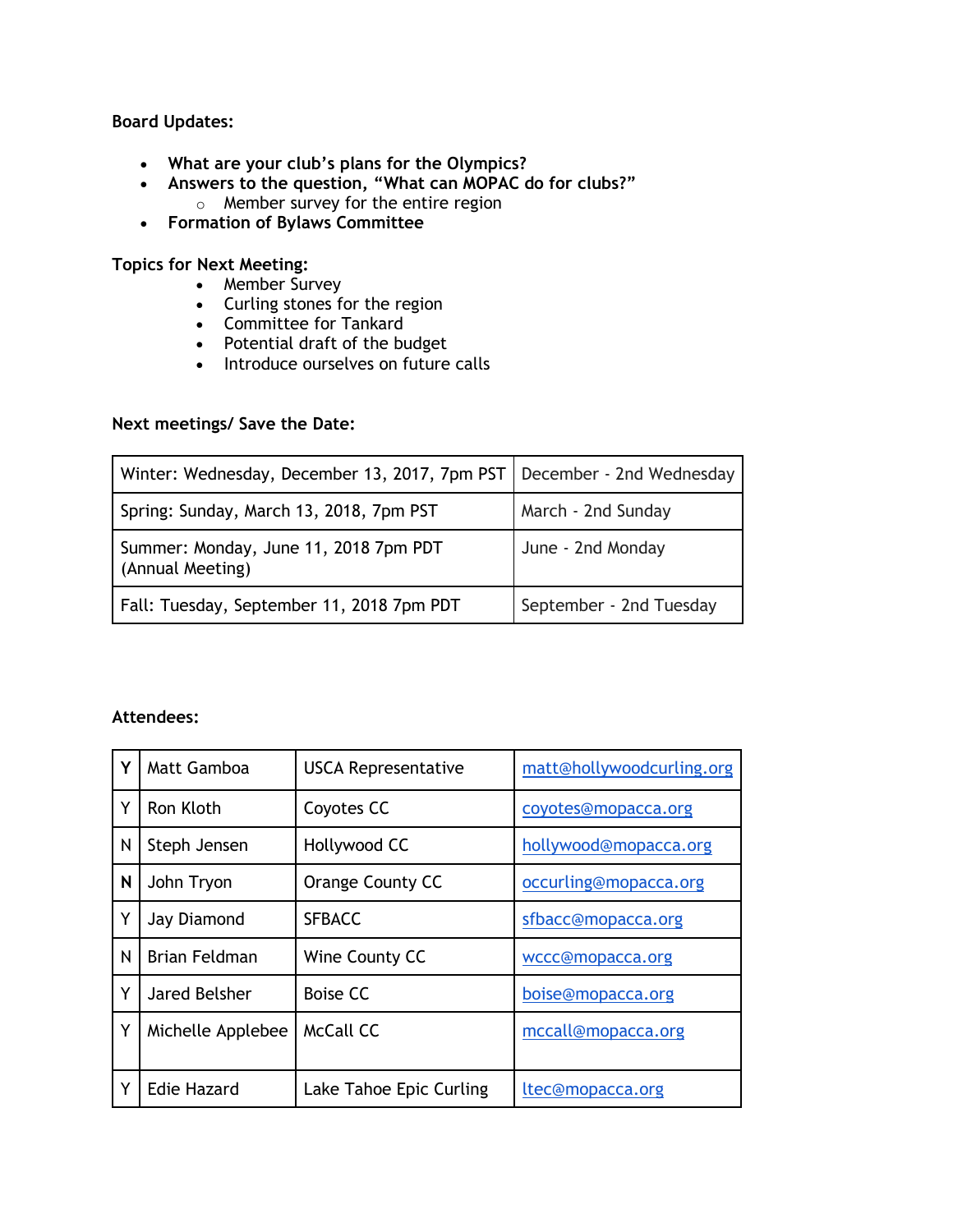**Board Updates:**

- **What are your club's plans for the Olympics?**
- **Answers to the question, "What can MOPAC do for clubs?"**
  - Member survey for the entire region
- **Formation of Bylaws Committee**

**Topics for Next Meeting:**

- Member Survey
- Curling stones for the region
- Committee for Tankard
- Potential draft of the budget
- Introduce ourselves on future calls

**Next meetings/ Save the Date:**

| | |
|---|---|
| Winter: Wednesday, December 13, 2017, 7pm PST | December - 2nd Wednesday |
| Spring: Sunday, March 13, 2018, 7pm PST | March - 2nd Sunday |
| Summer: Monday, June 11, 2018 7pm PDT (Annual Meeting) | June - 2nd Monday |
| Fall: Tuesday, September 11, 2018 7pm PDT | September - 2nd Tuesday |

**Attendees:**

| | | | |
|---|---|---|---|
| **Y** | Matt Gamboa | USCA Representative | matt@hollywoodcurling.org |
| Y | Ron Kloth | Coyotes CC | coyotes@mopacca.org |
| N | Steph Jensen | Hollywood CC | hollywood@mopacca.org |
| **N** | John Tryon | Orange County CC | occurling@mopacca.org |
| Y | Jay Diamond | SFBACC | sfbacc@mopacca.org |
| N | Brian Feldman | Wine County CC | wccc@mopacca.org |
| Y | Jared Belsher | Boise CC | boise@mopacca.org |
| Y | Michelle Applebee | McCall CC | mccall@mopacca.org |
| Y | Edie Hazard | Lake Tahoe Epic Curling | ltec@mopacca.org |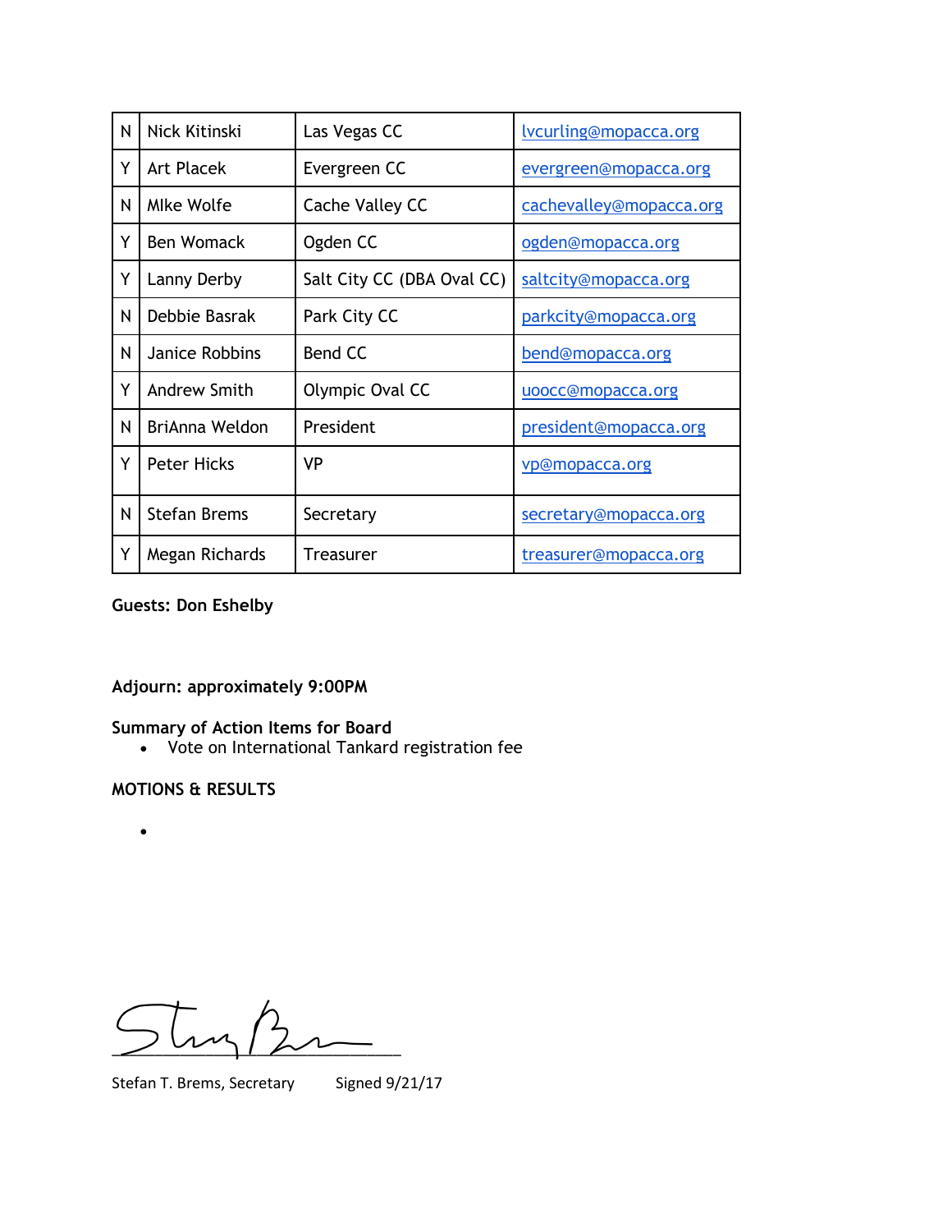| | | | |
|---|---|---|---|
| N | Nick Kitinski | Las Vegas CC | lvcurling@mopacca.org |
| Y | Art Placek | Evergreen CC | evergreen@mopacca.org |
| N | MIke Wolfe | Cache Valley CC | cachevalley@mopacca.org |
| Y | Ben Womack | Ogden CC | ogden@mopacca.org |
| Y | Lanny Derby | Salt City CC (DBA Oval CC) | saltcity@mopacca.org |
| N | Debbie Basrak | Park City CC | parkcity@mopacca.org |
| N | Janice Robbins | Bend CC | bend@mopacca.org |
| Y | Andrew Smith | Olympic Oval CC | uoocc@mopacca.org |
| N | BriAnna Weldon | President | president@mopacca.org |
| Y | Peter Hicks | VP | vp@mopacca.org |
| N | Stefan Brems | Secretary | secretary@mopacca.org |
| Y | Megan Richards | Treasurer | treasurer@mopacca.org |

**Guests: Don Eshelby**

**Adjourn: approximately 9:00PM**

**Summary of Action Items for Board**

- Vote on International Tankard registration fee

**MOTIONS & RESULTS**

-

Stefan T. Brems, Secretary    Signed 9/21/17